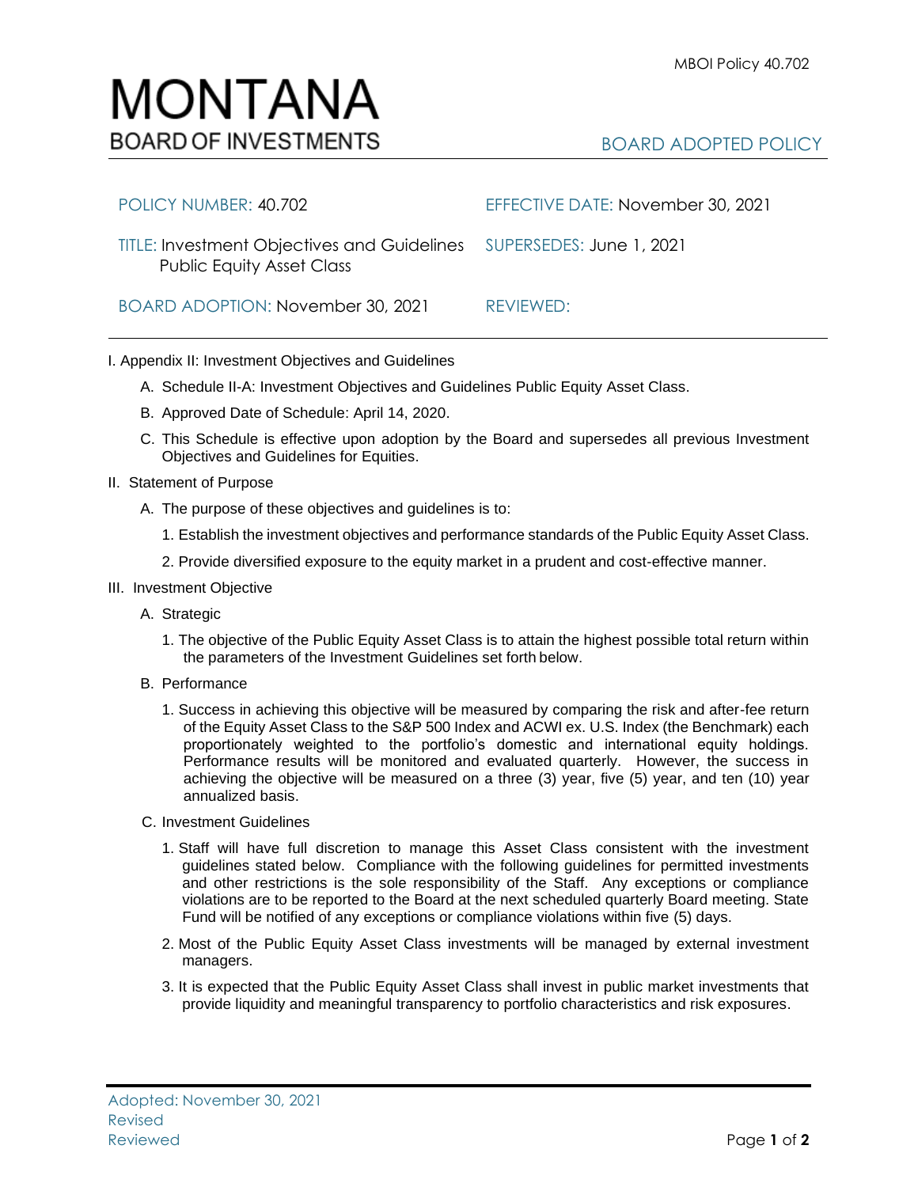# MONTANA
## BOARD OF INVESTMENTS

MBOI Policy 40.702

BOARD ADOPTED POLICY

| | |
|---|---|
| POLICY NUMBER: 40.702 | EFFECTIVE DATE: November 30, 2021 |
| TITLE: Investment Objectives and Guidelines Public Equity Asset Class | SUPERSEDES: June 1, 2021 |
| BOARD ADOPTION: November 30, 2021 | REVIEWED: |

I. Appendix II: Investment Objectives and Guidelines

A. Schedule II-A: Investment Objectives and Guidelines Public Equity Asset Class.

B. Approved Date of Schedule: April 14, 2020.

C. This Schedule is effective upon adoption by the Board and supersedes all previous Investment Objectives and Guidelines for Equities.

II. Statement of Purpose

A. The purpose of these objectives and guidelines is to:

1. Establish the investment objectives and performance standards of the Public Equity Asset Class.

2. Provide diversified exposure to the equity market in a prudent and cost-effective manner.

III. Investment Objective

A. Strategic

1. The objective of the Public Equity Asset Class is to attain the highest possible total return within the parameters of the Investment Guidelines set forth below.

B. Performance

1. Success in achieving this objective will be measured by comparing the risk and after-fee return of the Equity Asset Class to the S&P 500 Index and ACWI ex. U.S. Index (the Benchmark) each proportionately weighted to the portfolio's domestic and international equity holdings. Performance results will be monitored and evaluated quarterly. However, the success in achieving the objective will be measured on a three (3) year, five (5) year, and ten (10) year annualized basis.

C. Investment Guidelines

1. Staff will have full discretion to manage this Asset Class consistent with the investment guidelines stated below. Compliance with the following guidelines for permitted investments and other restrictions is the sole responsibility of the Staff. Any exceptions or compliance violations are to be reported to the Board at the next scheduled quarterly Board meeting. State Fund will be notified of any exceptions or compliance violations within five (5) days.

2. Most of the Public Equity Asset Class investments will be managed by external investment managers.

3. It is expected that the Public Equity Asset Class shall invest in public market investments that provide liquidity and meaningful transparency to portfolio characteristics and risk exposures.

Adopted: November 30, 2021
Revised
Reviewed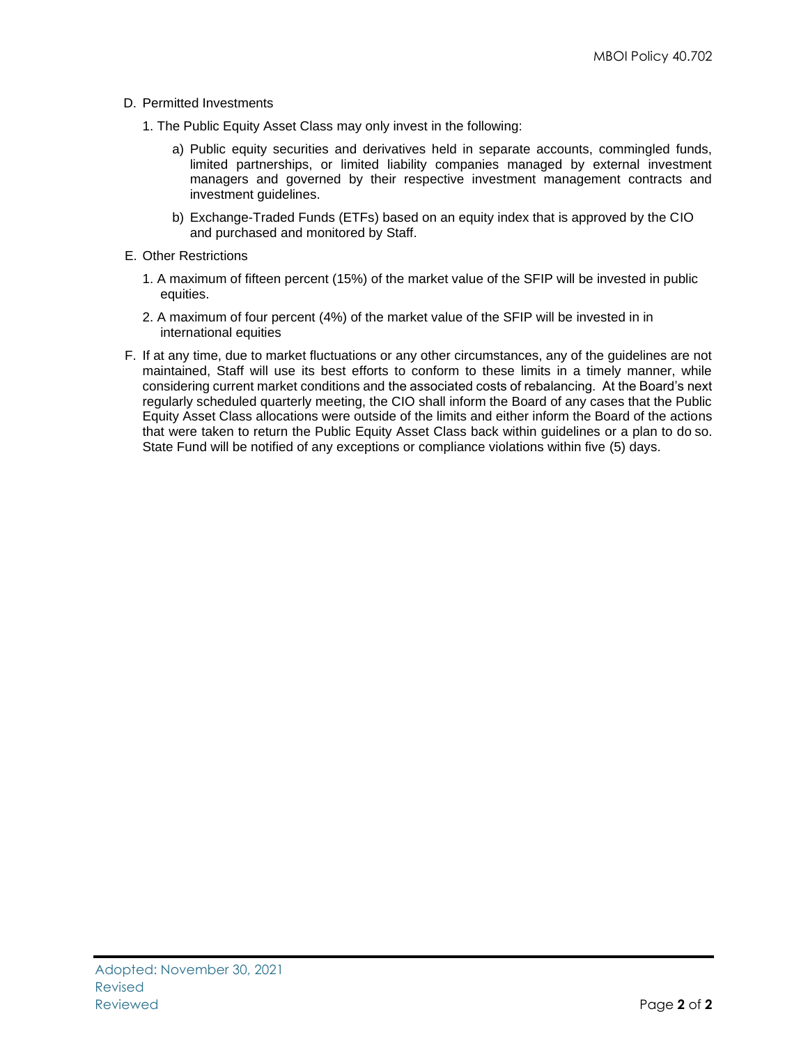D. Permitted Investments

1. The Public Equity Asset Class may only invest in the following:

   a) Public equity securities and derivatives held in separate accounts, commingled funds, limited partnerships, or limited liability companies managed by external investment managers and governed by their respective investment management contracts and investment guidelines.

   b) Exchange-Traded Funds (ETFs) based on an equity index that is approved by the CIO and purchased and monitored by Staff.

E. Other Restrictions

1. A maximum of fifteen percent (15%) of the market value of the SFIP will be invested in public equities.

2. A maximum of four percent (4%) of the market value of the SFIP will be invested in in international equities

F. If at any time, due to market fluctuations or any other circumstances, any of the guidelines are not maintained, Staff will use its best efforts to conform to these limits in a timely manner, while considering current market conditions and the associated costs of rebalancing. At the Board's next regularly scheduled quarterly meeting, the CIO shall inform the Board of any cases that the Public Equity Asset Class allocations were outside of the limits and either inform the Board of the actions that were taken to return the Public Equity Asset Class back within guidelines or a plan to do so. State Fund will be notified of any exceptions or compliance violations within five (5) days.

Adopted: November 30, 2021
Revised
Reviewed